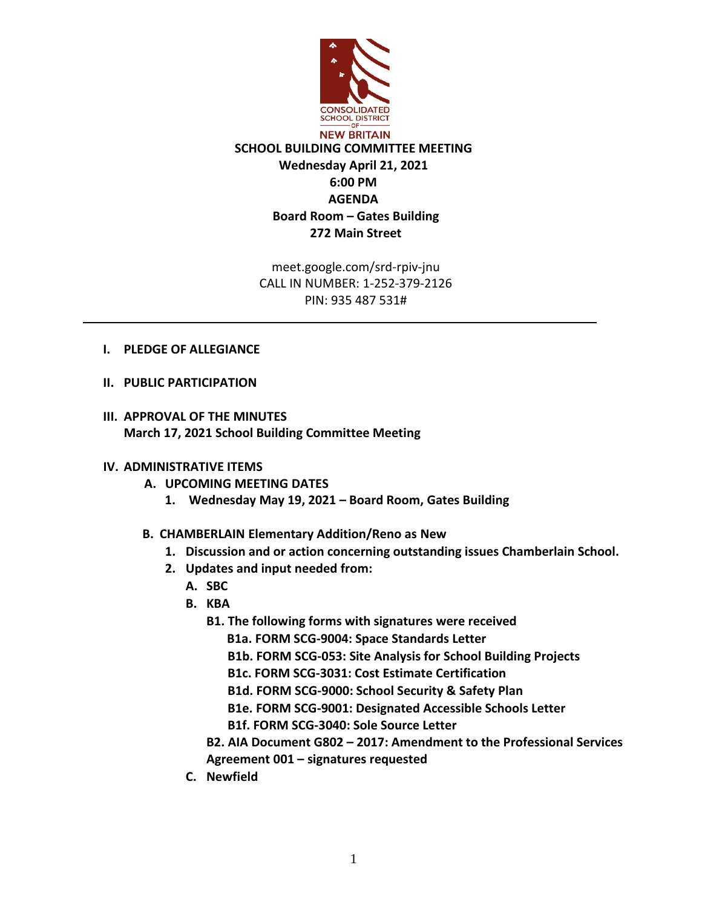CONSOLIDATED SCHOOL DISTRICT OF NEW BRITAIN

# SCHOOL BUILDING COMMITTEE MEETING

**Wednesday April 21, 2021**
**6:00 PM**
**AGENDA**
**Board Room – Gates Building**
**272 Main Street**

meet.google.com/srd-rpiv-jnu
CALL IN NUMBER: 1-252-379-2126
PIN: 935 487 531#

---

**I. PLEDGE OF ALLEGIANCE**

**II. PUBLIC PARTICIPATION**

**III. APPROVAL OF THE MINUTES**
**March 17, 2021 School Building Committee Meeting**

**IV. ADMINISTRATIVE ITEMS**

- **A. UPCOMING MEETING DATES**
  - **1. Wednesday May 19, 2021 – Board Room, Gates Building**

- **B. CHAMBERLAIN Elementary Addition/Reno as New**
  - **1. Discussion and or action concerning outstanding issues Chamberlain School.**
  - **2. Updates and input needed from:**
    - **A. SBC**
    - **B. KBA**
      - **B1. The following forms with signatures were received**
        - **B1a. FORM SCG-9004: Space Standards Letter**
        - **B1b. FORM SCG-053: Site Analysis for School Building Projects**
        - **B1c. FORM SCG-3031: Cost Estimate Certification**
        - **B1d. FORM SCG-9000: School Security & Safety Plan**
        - **B1e. FORM SCG-9001: Designated Accessible Schools Letter**
        - **B1f. FORM SCG-3040: Sole Source Letter**
      - **B2. AIA Document G802 – 2017: Amendment to the Professional Services Agreement 001 – signatures requested**
    - **C. Newfield**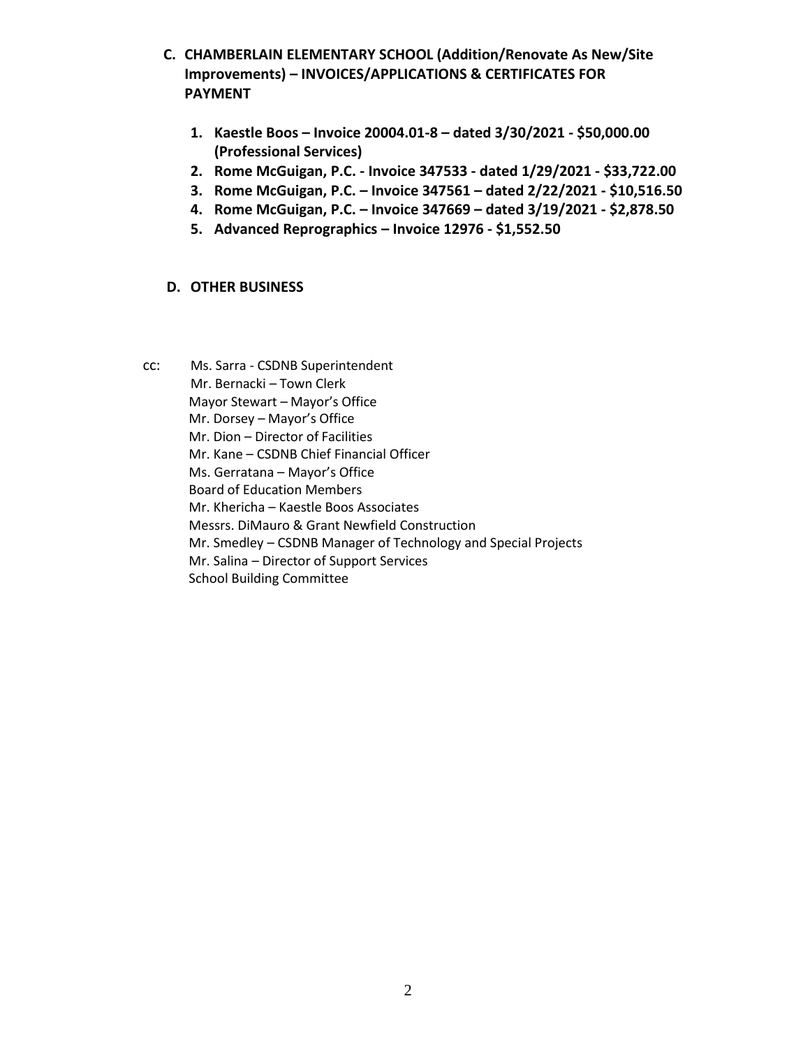**C. CHAMBERLAIN ELEMENTARY SCHOOL (Addition/Renovate As New/Site Improvements) – INVOICES/APPLICATIONS & CERTIFICATES FOR PAYMENT**

1. **Kaestle Boos – Invoice 20004.01-8 – dated 3/30/2021 - $50,000.00 (Professional Services)**
2. **Rome McGuigan, P.C. - Invoice 347533 - dated 1/29/2021 - $33,722.00**
3. **Rome McGuigan, P.C. – Invoice 347561 – dated 2/22/2021 - $10,516.50**
4. **Rome McGuigan, P.C. – Invoice 347669 – dated 3/19/2021 - $2,878.50**
5. **Advanced Reprographics – Invoice 12976 - $1,552.50**

**D. OTHER BUSINESS**

cc: Ms. Sarra - CSDNB Superintendent
Mr. Bernacki – Town Clerk
Mayor Stewart – Mayor's Office
Mr. Dorsey – Mayor's Office
Mr. Dion – Director of Facilities
Mr. Kane – CSDNB Chief Financial Officer
Ms. Gerratana – Mayor's Office
Board of Education Members
Mr. Khericha – Kaestle Boos Associates
Messrs. DiMauro & Grant Newfield Construction
Mr. Smedley – CSDNB Manager of Technology and Special Projects
Mr. Salina – Director of Support Services
School Building Committee